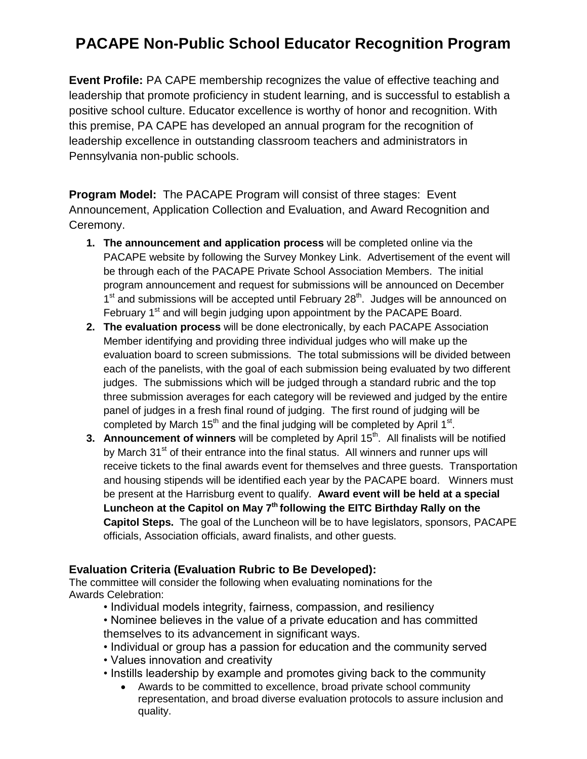# PACAPE Non-Public School Educator Recognition Program

**Event Profile:** PA CAPE membership recognizes the value of effective teaching and leadership that promote proficiency in student learning, and is successful to establish a positive school culture. Educator excellence is worthy of honor and recognition. With this premise, PA CAPE has developed an annual program for the recognition of leadership excellence in outstanding classroom teachers and administrators in Pennsylvania non-public schools.

**Program Model:** The PACAPE Program will consist of three stages: Event Announcement, Application Collection and Evaluation, and Award Recognition and Ceremony.

1. **The announcement and application process** will be completed online via the PACAPE website by following the Survey Monkey Link. Advertisement of the event will be through each of the PACAPE Private School Association Members. The initial program announcement and request for submissions will be announced on December 1st and submissions will be accepted until February 28th. Judges will be announced on February 1st and will begin judging upon appointment by the PACAPE Board.
2. **The evaluation process** will be done electronically, by each PACAPE Association Member identifying and providing three individual judges who will make up the evaluation board to screen submissions. The total submissions will be divided between each of the panelists, with the goal of each submission being evaluated by two different judges. The submissions which will be judged through a standard rubric and the top three submission averages for each category will be reviewed and judged by the entire panel of judges in a fresh final round of judging. The first round of judging will be completed by March 15th and the final judging will be completed by April 1st.
3. **Announcement of winners** will be completed by April 15th. All finalists will be notified by March 31st of their entrance into the final status. All winners and runner ups will receive tickets to the final awards event for themselves and three guests. Transportation and housing stipends will be identified each year by the PACAPE board. Winners must be present at the Harrisburg event to qualify. **Award event will be held at a special Luncheon at the Capitol on May 7th following the EITC Birthday Rally on the Capitol Steps.** The goal of the Luncheon will be to have legislators, sponsors, PACAPE officials, Association officials, award finalists, and other guests.

### Evaluation Criteria (Evaluation Rubric to Be Developed):

The committee will consider the following when evaluating nominations for the Awards Celebration:

- Individual models integrity, fairness, compassion, and resiliency
- Nominee believes in the value of a private education and has committed themselves to its advancement in significant ways.
- Individual or group has a passion for education and the community served
- Values innovation and creativity
- Instills leadership by example and promotes giving back to the community
  - Awards to be committed to excellence, broad private school community representation, and broad diverse evaluation protocols to assure inclusion and quality.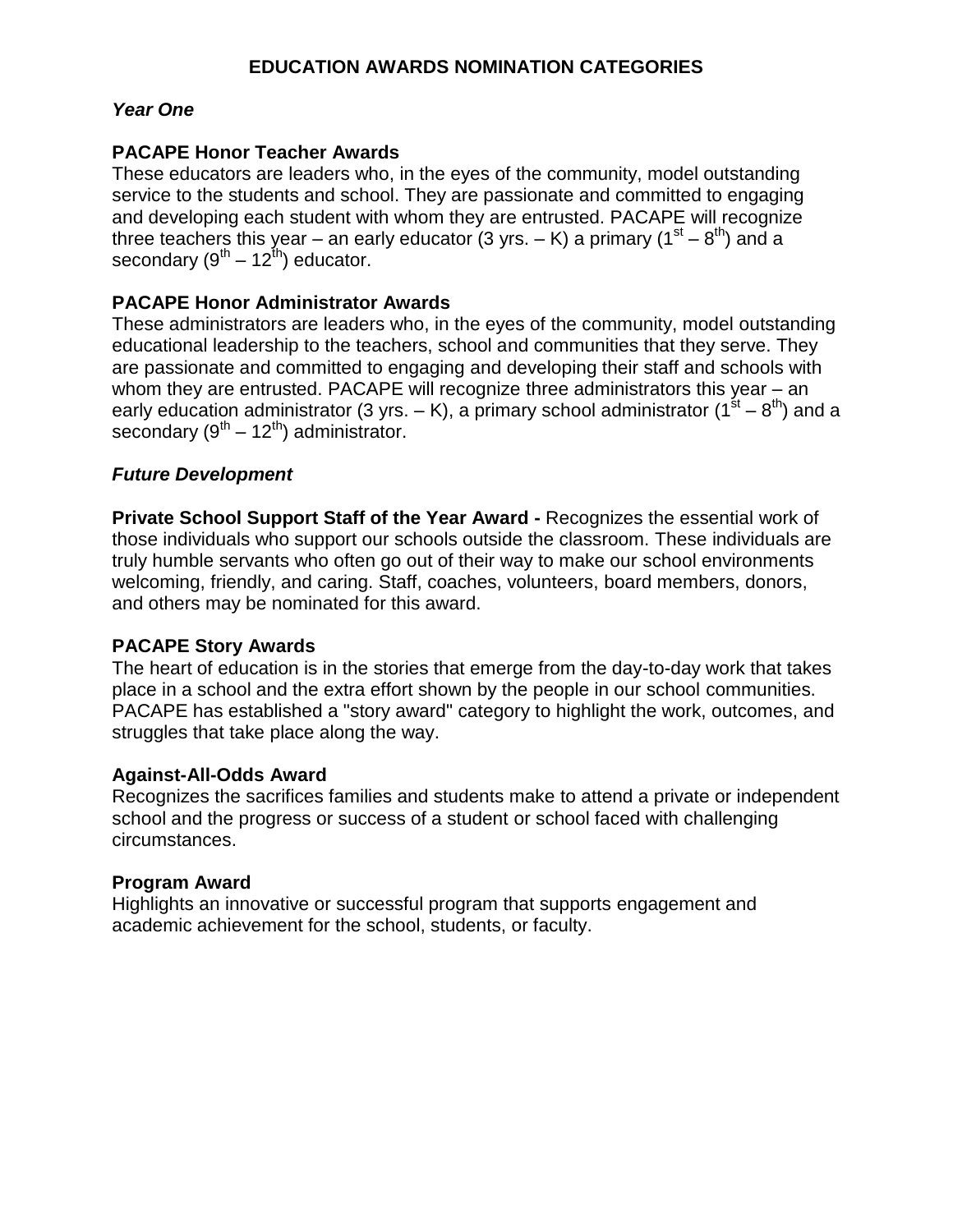# EDUCATION AWARDS NOMINATION CATEGORIES

***Year One***

**PACAPE Honor Teacher Awards**

These educators are leaders who, in the eyes of the community, model outstanding service to the students and school. They are passionate and committed to engaging and developing each student with whom they are entrusted. PACAPE will recognize three teachers this year – an early educator (3 yrs. – K) a primary ($1^{st}$ – $8^{th}$) and a secondary ($9^{th}$ – $12^{th}$) educator.

**PACAPE Honor Administrator Awards**

These administrators are leaders who, in the eyes of the community, model outstanding educational leadership to the teachers, school and communities that they serve. They are passionate and committed to engaging and developing their staff and schools with whom they are entrusted. PACAPE will recognize three administrators this year – an early education administrator (3 yrs. – K), a primary school administrator ($1^{st}$ – $8^{th}$) and a secondary ($9^{th}$ – $12^{th}$) administrator.

***Future Development***

**Private School Support Staff of the Year Award -** Recognizes the essential work of those individuals who support our schools outside the classroom. These individuals are truly humble servants who often go out of their way to make our school environments welcoming, friendly, and caring. Staff, coaches, volunteers, board members, donors, and others may be nominated for this award.

**PACAPE Story Awards**

The heart of education is in the stories that emerge from the day-to-day work that takes place in a school and the extra effort shown by the people in our school communities. PACAPE has established a "story award" category to highlight the work, outcomes, and struggles that take place along the way.

**Against-All-Odds Award**

Recognizes the sacrifices families and students make to attend a private or independent school and the progress or success of a student or school faced with challenging circumstances.

**Program Award**

Highlights an innovative or successful program that supports engagement and academic achievement for the school, students, or faculty.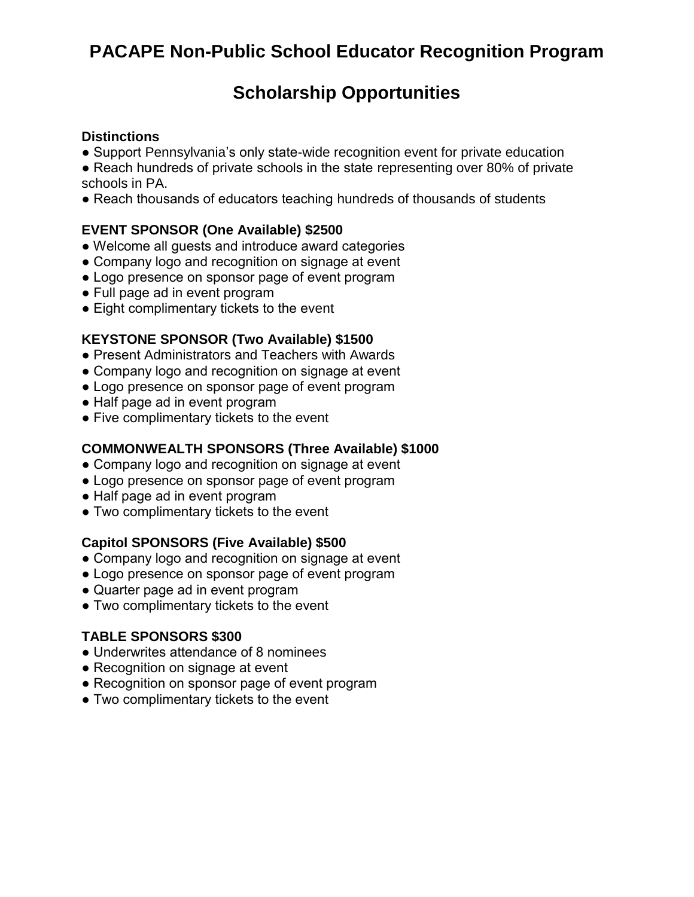# PACAPE Non-Public School Educator Recognition Program

## Scholarship Opportunities

**Distinctions**

- Support Pennsylvania's only state-wide recognition event for private education
- Reach hundreds of private schools in the state representing over 80% of private schools in PA.
- Reach thousands of educators teaching hundreds of thousands of students

**EVENT SPONSOR (One Available) $2500**

- Welcome all guests and introduce award categories
- Company logo and recognition on signage at event
- Logo presence on sponsor page of event program
- Full page ad in event program
- Eight complimentary tickets to the event

**KEYSTONE SPONSOR (Two Available) $1500**

- Present Administrators and Teachers with Awards
- Company logo and recognition on signage at event
- Logo presence on sponsor page of event program
- Half page ad in event program
- Five complimentary tickets to the event

**COMMONWEALTH SPONSORS (Three Available) $1000**

- Company logo and recognition on signage at event
- Logo presence on sponsor page of event program
- Half page ad in event program
- Two complimentary tickets to the event

**Capitol SPONSORS (Five Available) $500**

- Company logo and recognition on signage at event
- Logo presence on sponsor page of event program
- Quarter page ad in event program
- Two complimentary tickets to the event

**TABLE SPONSORS $300**

- Underwrites attendance of 8 nominees
- Recognition on signage at event
- Recognition on sponsor page of event program
- Two complimentary tickets to the event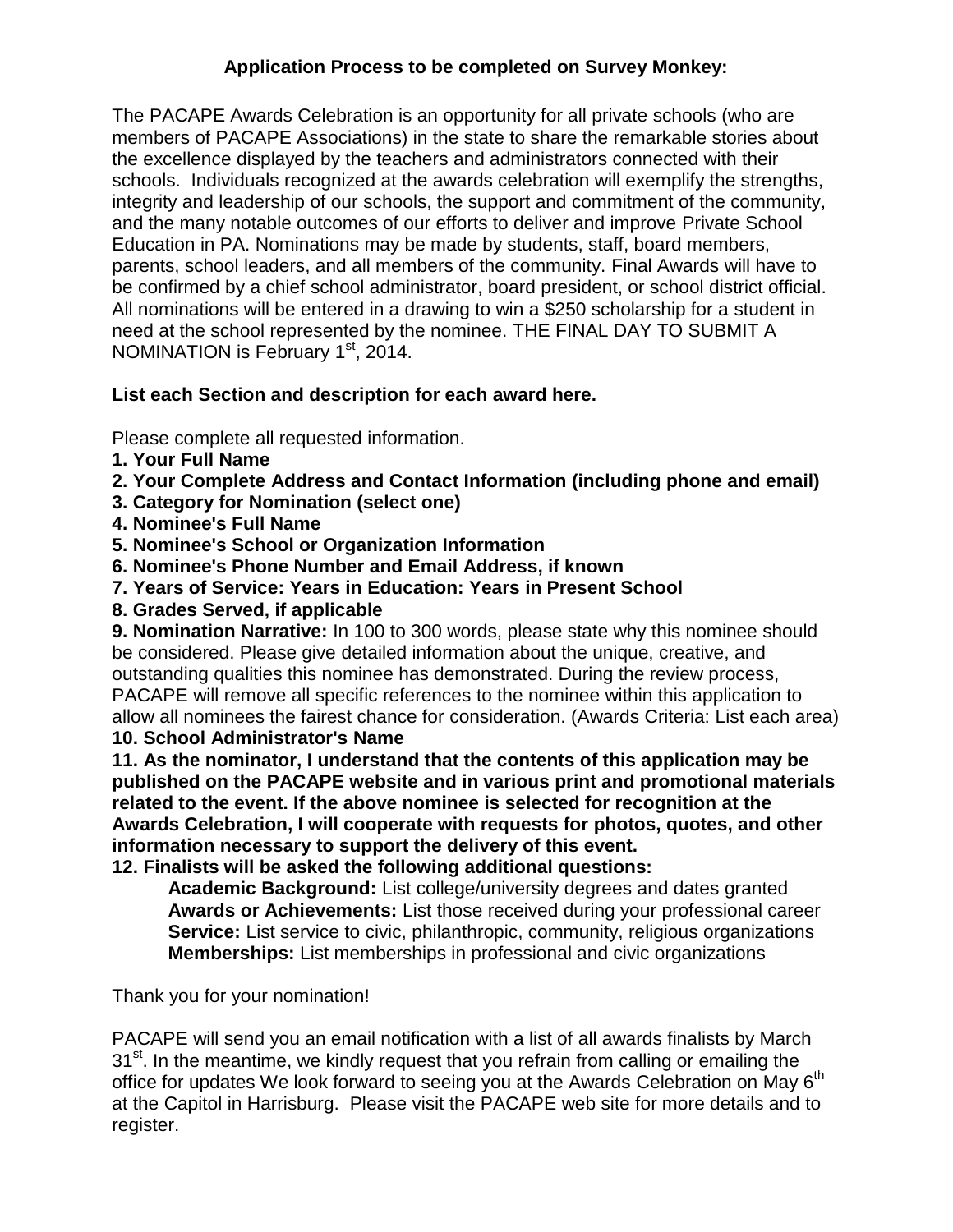**Application Process to be completed on Survey Monkey:**

The PACAPE Awards Celebration is an opportunity for all private schools (who are members of PACAPE Associations) in the state to share the remarkable stories about the excellence displayed by the teachers and administrators connected with their schools. Individuals recognized at the awards celebration will exemplify the strengths, integrity and leadership of our schools, the support and commitment of the community, and the many notable outcomes of our efforts to deliver and improve Private School Education in PA. Nominations may be made by students, staff, board members, parents, school leaders, and all members of the community. Final Awards will have to be confirmed by a chief school administrator, board president, or school district official. All nominations will be entered in a drawing to win a $250 scholarship for a student in need at the school represented by the nominee. THE FINAL DAY TO SUBMIT A NOMINATION is February 1st, 2014.

**List each Section and description for each award here.**

Please complete all requested information.

**1. Your Full Name**
**2. Your Complete Address and Contact Information (including phone and email)**
**3. Category for Nomination (select one)**
**4. Nominee's Full Name**
**5. Nominee's School or Organization Information**
**6. Nominee's Phone Number and Email Address, if known**
**7. Years of Service: Years in Education: Years in Present School**
**8. Grades Served, if applicable**
**9. Nomination Narrative:** In 100 to 300 words, please state why this nominee should be considered. Please give detailed information about the unique, creative, and outstanding qualities this nominee has demonstrated. During the review process, PACAPE will remove all specific references to the nominee within this application to allow all nominees the fairest chance for consideration. (Awards Criteria: List each area)
**10. School Administrator's Name**
**11. As the nominator, I understand that the contents of this application may be published on the PACAPE website and in various print and promotional materials related to the event. If the above nominee is selected for recognition at the Awards Celebration, I will cooperate with requests for photos, quotes, and other information necessary to support the delivery of this event.**
**12. Finalists will be asked the following additional questions:**

> **Academic Background:** List college/university degrees and dates granted
> **Awards or Achievements:** List those received during your professional career
> **Service:** List service to civic, philanthropic, community, religious organizations
> **Memberships:** List memberships in professional and civic organizations

Thank you for your nomination!

PACAPE will send you an email notification with a list of all awards finalists by March 31st. In the meantime, we kindly request that you refrain from calling or emailing the office for updates We look forward to seeing you at the Awards Celebration on May 6th at the Capitol in Harrisburg. Please visit the PACAPE web site for more details and to register.